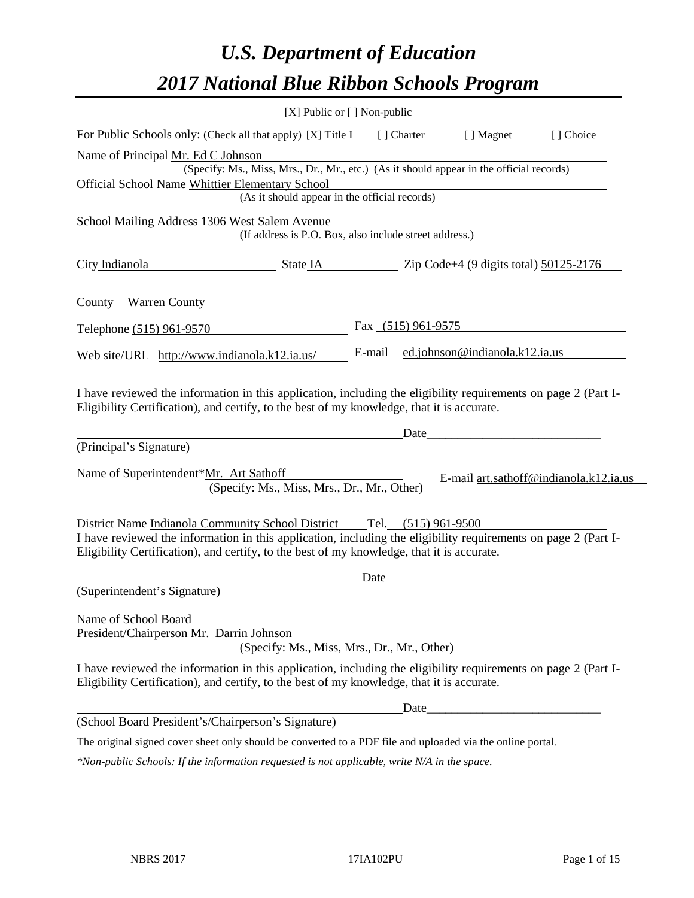# *U.S. Department of Education*

# *2017 National Blue Ribbon Schools Program*

[X] Public or [ ] Non-public

For Public Schools only: (Check all that apply) [X] Title I [ ] Charter [ ] Magnet [ ] Choice

Name of Principal Mr. Ed C Johnson
(Specify: Ms., Miss, Mrs., Dr., Mr., etc.) (As it should appear in the official records)

Official School Name Whittier Elementary School
(As it should appear in the official records)

School Mailing Address 1306 West Salem Avenue
(If address is P.O. Box, also include street address.)

City Indianola State IA Zip Code+4 (9 digits total) 50125-2176

County Warren County

Telephone (515) 961-9570 Fax (515) 961-9575

Web site/URL http://www.indianola.k12.ia.us/ E-mail ed.johnson@indianola.k12.ia.us

I have reviewed the information in this application, including the eligibility requirements on page 2 (Part I-Eligibility Certification), and certify, to the best of my knowledge, that it is accurate.

_______________________________________________ Date___________________________

(Principal's Signature)

Name of Superintendent*Mr. Art Sathoff E-mail art.sathoff@indianola.k12.ia.us
(Specify: Ms., Miss, Mrs., Dr., Mr., Other)

District Name Indianola Community School District Tel. (515) 961-9500

I have reviewed the information in this application, including the eligibility requirements on page 2 (Part I-Eligibility Certification), and certify, to the best of my knowledge, that it is accurate.

_______________________________________________ Date___________________________

(Superintendent's Signature)

Name of School Board
President/Chairperson Mr. Darrin Johnson
(Specify: Ms., Miss, Mrs., Dr., Mr., Other)

I have reviewed the information in this application, including the eligibility requirements on page 2 (Part I-Eligibility Certification), and certify, to the best of my knowledge, that it is accurate.

_______________________________________________ Date___________________________

(School Board President's/Chairperson's Signature)

The original signed cover sheet only should be converted to a PDF file and uploaded via the online portal.

*\*Non-public Schools: If the information requested is not applicable, write N/A in the space.*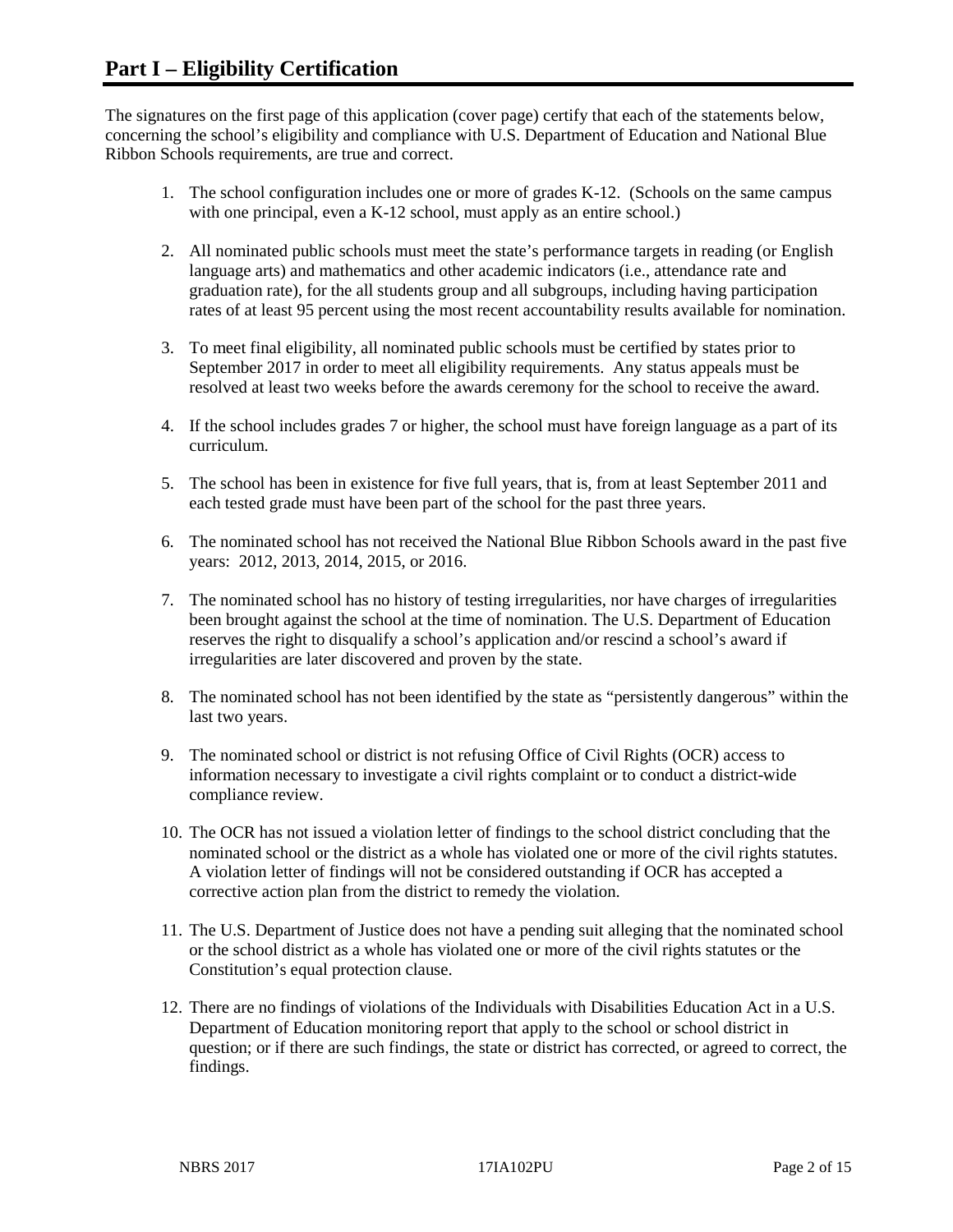# Part I – Eligibility Certification

The signatures on the first page of this application (cover page) certify that each of the statements below, concerning the school's eligibility and compliance with U.S. Department of Education and National Blue Ribbon Schools requirements, are true and correct.

1. The school configuration includes one or more of grades K-12. (Schools on the same campus with one principal, even a K-12 school, must apply as an entire school.)

2. All nominated public schools must meet the state's performance targets in reading (or English language arts) and mathematics and other academic indicators (i.e., attendance rate and graduation rate), for the all students group and all subgroups, including having participation rates of at least 95 percent using the most recent accountability results available for nomination.

3. To meet final eligibility, all nominated public schools must be certified by states prior to September 2017 in order to meet all eligibility requirements. Any status appeals must be resolved at least two weeks before the awards ceremony for the school to receive the award.

4. If the school includes grades 7 or higher, the school must have foreign language as a part of its curriculum.

5. The school has been in existence for five full years, that is, from at least September 2011 and each tested grade must have been part of the school for the past three years.

6. The nominated school has not received the National Blue Ribbon Schools award in the past five years: 2012, 2013, 2014, 2015, or 2016.

7. The nominated school has no history of testing irregularities, nor have charges of irregularities been brought against the school at the time of nomination. The U.S. Department of Education reserves the right to disqualify a school's application and/or rescind a school's award if irregularities are later discovered and proven by the state.

8. The nominated school has not been identified by the state as "persistently dangerous" within the last two years.

9. The nominated school or district is not refusing Office of Civil Rights (OCR) access to information necessary to investigate a civil rights complaint or to conduct a district-wide compliance review.

10. The OCR has not issued a violation letter of findings to the school district concluding that the nominated school or the district as a whole has violated one or more of the civil rights statutes. A violation letter of findings will not be considered outstanding if OCR has accepted a corrective action plan from the district to remedy the violation.

11. The U.S. Department of Justice does not have a pending suit alleging that the nominated school or the school district as a whole has violated one or more of the civil rights statutes or the Constitution's equal protection clause.

12. There are no findings of violations of the Individuals with Disabilities Education Act in a U.S. Department of Education monitoring report that apply to the school or school district in question; or if there are such findings, the state or district has corrected, or agreed to correct, the findings.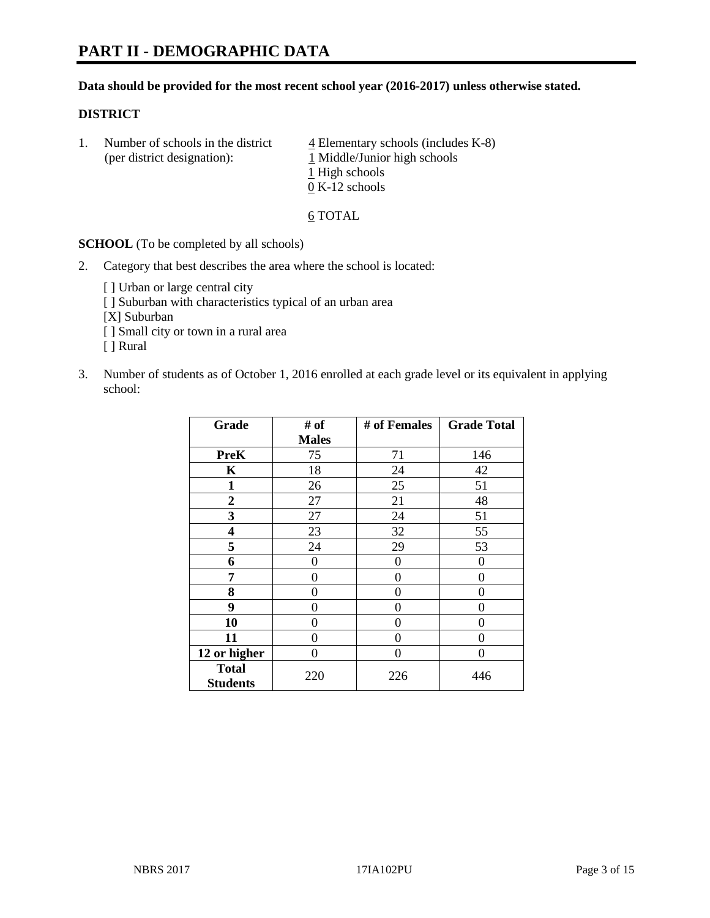# PART II - DEMOGRAPHIC DATA

**Data should be provided for the most recent school year (2016-2017) unless otherwise stated.**

**DISTRICT**

1. Number of schools in the district (per district designation):
   - 4 Elementary schools (includes K-8)
   - 1 Middle/Junior high schools
   - 1 High schools
   - 0 K-12 schools

   6 TOTAL

**SCHOOL** (To be completed by all schools)

2. Category that best describes the area where the school is located:

   [ ] Urban or large central city
   [ ] Suburban with characteristics typical of an urban area
   [X] Suburban
   [ ] Small city or town in a rural area
   [ ] Rural

3. Number of students as of October 1, 2016 enrolled at each grade level or its equivalent in applying school:

| Grade | # of Males | # of Females | Grade Total |
|---|---|---|---|
| **PreK** | 75 | 71 | 146 |
| **K** | 18 | 24 | 42 |
| **1** | 26 | 25 | 51 |
| **2** | 27 | 21 | 48 |
| **3** | 27 | 24 | 51 |
| **4** | 23 | 32 | 55 |
| **5** | 24 | 29 | 53 |
| **6** | 0 | 0 | 0 |
| **7** | 0 | 0 | 0 |
| **8** | 0 | 0 | 0 |
| **9** | 0 | 0 | 0 |
| **10** | 0 | 0 | 0 |
| **11** | 0 | 0 | 0 |
| **12 or higher** | 0 | 0 | 0 |
| **Total Students** | 220 | 226 | 446 |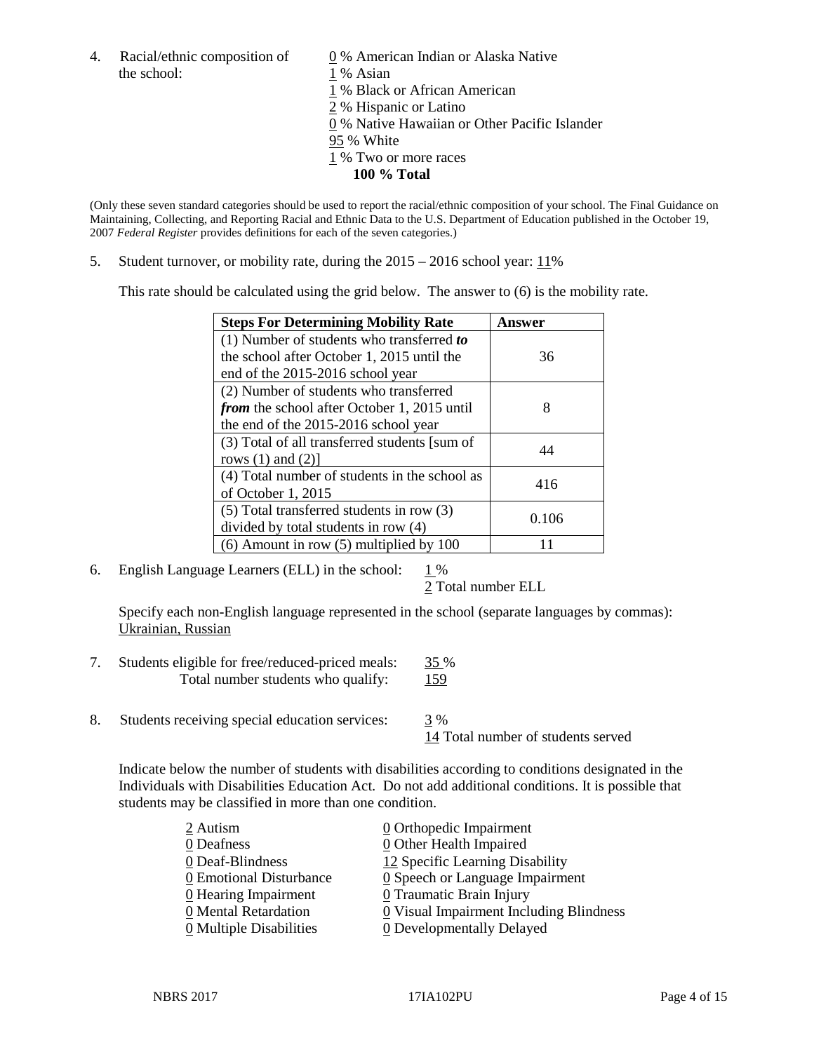4. Racial/ethnic composition of the school:

0 % American Indian or Alaska Native
1 % Asian
1 % Black or African American
2 % Hispanic or Latino
0 % Native Hawaiian or Other Pacific Islander
95 % White
1 % Two or more races
**100 % Total**

(Only these seven standard categories should be used to report the racial/ethnic composition of your school. The Final Guidance on Maintaining, Collecting, and Reporting Racial and Ethnic Data to the U.S. Department of Education published in the October 19, 2007 *Federal Register* provides definitions for each of the seven categories.)

5. Student turnover, or mobility rate, during the 2015 – 2016 school year: 11%

This rate should be calculated using the grid below. The answer to (6) is the mobility rate.

| **Steps For Determining Mobility Rate** | **Answer** |
|---|---|
| (1) Number of students who transferred ***to*** the school after October 1, 2015 until the end of the 2015-2016 school year | 36 |
| (2) Number of students who transferred ***from*** the school after October 1, 2015 until the end of the 2015-2016 school year | 8 |
| (3) Total of all transferred students [sum of rows (1) and (2)] | 44 |
| (4) Total number of students in the school as of October 1, 2015 | 416 |
| (5) Total transferred students in row (3) divided by total students in row (4) | 0.106 |
| (6) Amount in row (5) multiplied by 100 | 11 |

6. English Language Learners (ELL) in the school: 1 %
2 Total number ELL

Specify each non-English language represented in the school (separate languages by commas): Ukrainian, Russian

7. Students eligible for free/reduced-priced meals: 35 %
Total number students who qualify: 159

8. Students receiving special education services: 3 %
14 Total number of students served

Indicate below the number of students with disabilities according to conditions designated in the Individuals with Disabilities Education Act. Do not add additional conditions. It is possible that students may be classified in more than one condition.

2 Autism
0 Deafness
0 Deaf-Blindness
0 Emotional Disturbance
0 Hearing Impairment
0 Mental Retardation
0 Multiple Disabilities
0 Orthopedic Impairment
0 Other Health Impaired
12 Specific Learning Disability
0 Speech or Language Impairment
0 Traumatic Brain Injury
0 Visual Impairment Including Blindness
0 Developmentally Delayed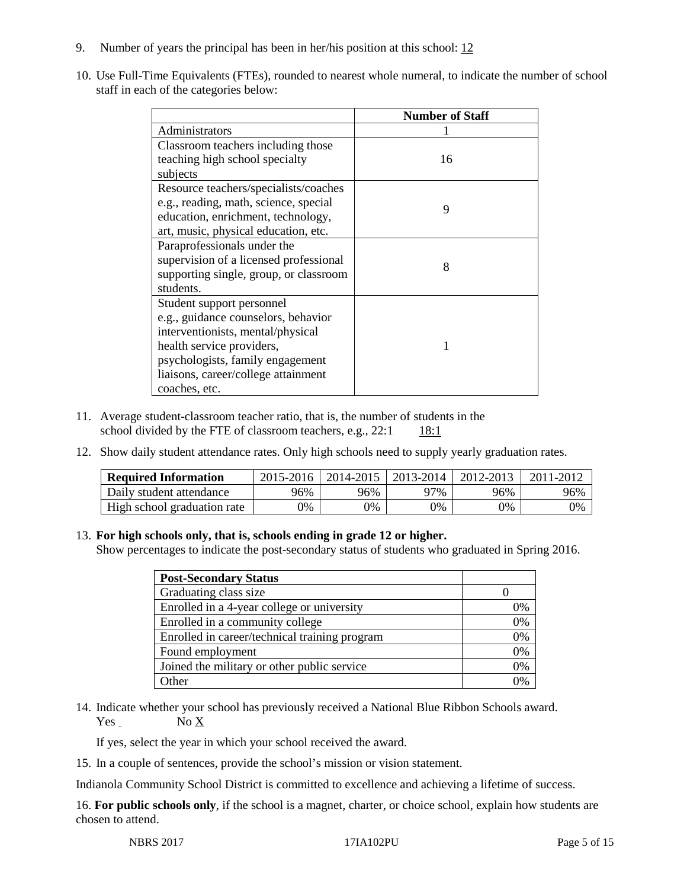9. Number of years the principal has been in her/his position at this school: 12

10. Use Full-Time Equivalents (FTEs), rounded to nearest whole numeral, to indicate the number of school staff in each of the categories below:

| | Number of Staff |
|---|---|
| Administrators | 1 |
| Classroom teachers including those teaching high school specialty subjects | 16 |
| Resource teachers/specialists/coaches e.g., reading, math, science, special education, enrichment, technology, art, music, physical education, etc. | 9 |
| Paraprofessionals under the supervision of a licensed professional supporting single, group, or classroom students. | 8 |
| Student support personnel e.g., guidance counselors, behavior interventionists, mental/physical health service providers, psychologists, family engagement liaisons, career/college attainment coaches, etc. | 1 |

11. Average student-classroom teacher ratio, that is, the number of students in the school divided by the FTE of classroom teachers, e.g., 22:1 18:1

12. Show daily student attendance rates. Only high schools need to supply yearly graduation rates.

| Required Information | 2015-2016 | 2014-2015 | 2013-2014 | 2012-2013 | 2011-2012 |
|---|---|---|---|---|---|
| Daily student attendance | 96% | 96% | 97% | 96% | 96% |
| High school graduation rate | 0% | 0% | 0% | 0% | 0% |

13. **For high schools only, that is, schools ending in grade 12 or higher.**
Show percentages to indicate the post-secondary status of students who graduated in Spring 2016.

| Post-Secondary Status | |
|---|---|
| Graduating class size | 0 |
| Enrolled in a 4-year college or university | 0% |
| Enrolled in a community college | 0% |
| Enrolled in career/technical training program | 0% |
| Found employment | 0% |
| Joined the military or other public service | 0% |
| Other | 0% |

14. Indicate whether your school has previously received a National Blue Ribbon Schools award.
Yes No X

If yes, select the year in which your school received the award.

15. In a couple of sentences, provide the school's mission or vision statement.

Indianola Community School District is committed to excellence and achieving a lifetime of success.

16. **For public schools only**, if the school is a magnet, charter, or choice school, explain how students are chosen to attend.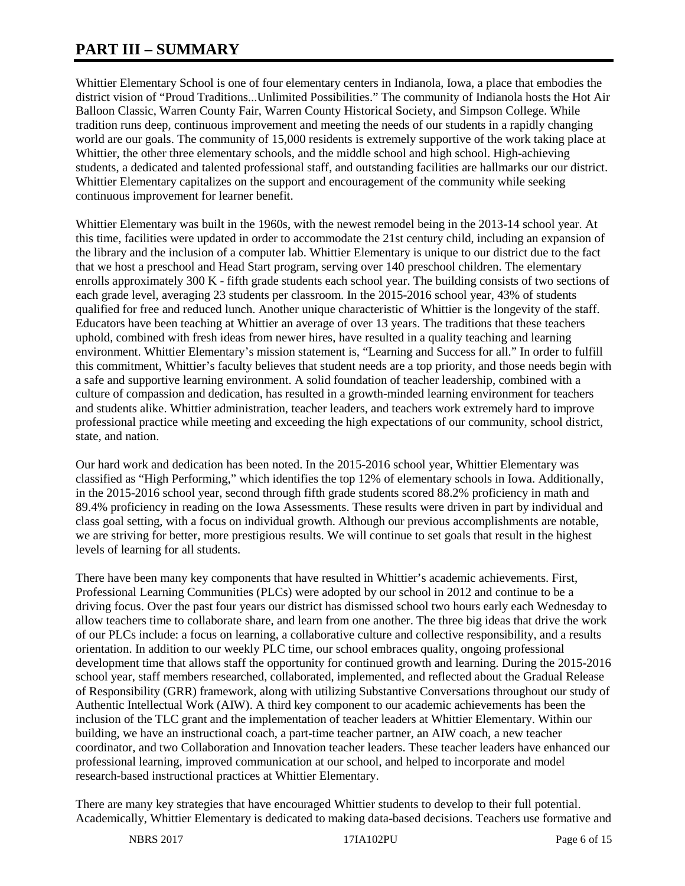# PART III – SUMMARY

Whittier Elementary School is one of four elementary centers in Indianola, Iowa, a place that embodies the district vision of "Proud Traditions...Unlimited Possibilities." The community of Indianola hosts the Hot Air Balloon Classic, Warren County Fair, Warren County Historical Society, and Simpson College. While tradition runs deep, continuous improvement and meeting the needs of our students in a rapidly changing world are our goals. The community of 15,000 residents is extremely supportive of the work taking place at Whittier, the other three elementary schools, and the middle school and high school. High-achieving students, a dedicated and talented professional staff, and outstanding facilities are hallmarks our our district. Whittier Elementary capitalizes on the support and encouragement of the community while seeking continuous improvement for learner benefit.

Whittier Elementary was built in the 1960s, with the newest remodel being in the 2013-14 school year. At this time, facilities were updated in order to accommodate the 21st century child, including an expansion of the library and the inclusion of a computer lab. Whittier Elementary is unique to our district due to the fact that we host a preschool and Head Start program, serving over 140 preschool children. The elementary enrolls approximately 300 K - fifth grade students each school year. The building consists of two sections of each grade level, averaging 23 students per classroom. In the 2015-2016 school year, 43% of students qualified for free and reduced lunch. Another unique characteristic of Whittier is the longevity of the staff. Educators have been teaching at Whittier an average of over 13 years. The traditions that these teachers uphold, combined with fresh ideas from newer hires, have resulted in a quality teaching and learning environment. Whittier Elementary's mission statement is, "Learning and Success for all." In order to fulfill this commitment, Whittier's faculty believes that student needs are a top priority, and those needs begin with a safe and supportive learning environment. A solid foundation of teacher leadership, combined with a culture of compassion and dedication, has resulted in a growth-minded learning environment for teachers and students alike. Whittier administration, teacher leaders, and teachers work extremely hard to improve professional practice while meeting and exceeding the high expectations of our community, school district, state, and nation.

Our hard work and dedication has been noted. In the 2015-2016 school year, Whittier Elementary was classified as "High Performing," which identifies the top 12% of elementary schools in Iowa. Additionally, in the 2015-2016 school year, second through fifth grade students scored 88.2% proficiency in math and 89.4% proficiency in reading on the Iowa Assessments. These results were driven in part by individual and class goal setting, with a focus on individual growth. Although our previous accomplishments are notable, we are striving for better, more prestigious results. We will continue to set goals that result in the highest levels of learning for all students.

There have been many key components that have resulted in Whittier's academic achievements. First, Professional Learning Communities (PLCs) were adopted by our school in 2012 and continue to be a driving focus. Over the past four years our district has dismissed school two hours early each Wednesday to allow teachers time to collaborate share, and learn from one another. The three big ideas that drive the work of our PLCs include: a focus on learning, a collaborative culture and collective responsibility, and a results orientation. In addition to our weekly PLC time, our school embraces quality, ongoing professional development time that allows staff the opportunity for continued growth and learning. During the 2015-2016 school year, staff members researched, collaborated, implemented, and reflected about the Gradual Release of Responsibility (GRR) framework, along with utilizing Substantive Conversations throughout our study of Authentic Intellectual Work (AIW). A third key component to our academic achievements has been the inclusion of the TLC grant and the implementation of teacher leaders at Whittier Elementary. Within our building, we have an instructional coach, a part-time teacher partner, an AIW coach, a new teacher coordinator, and two Collaboration and Innovation teacher leaders. These teacher leaders have enhanced our professional learning, improved communication at our school, and helped to incorporate and model research-based instructional practices at Whittier Elementary.

There are many key strategies that have encouraged Whittier students to develop to their full potential. Academically, Whittier Elementary is dedicated to making data-based decisions. Teachers use formative and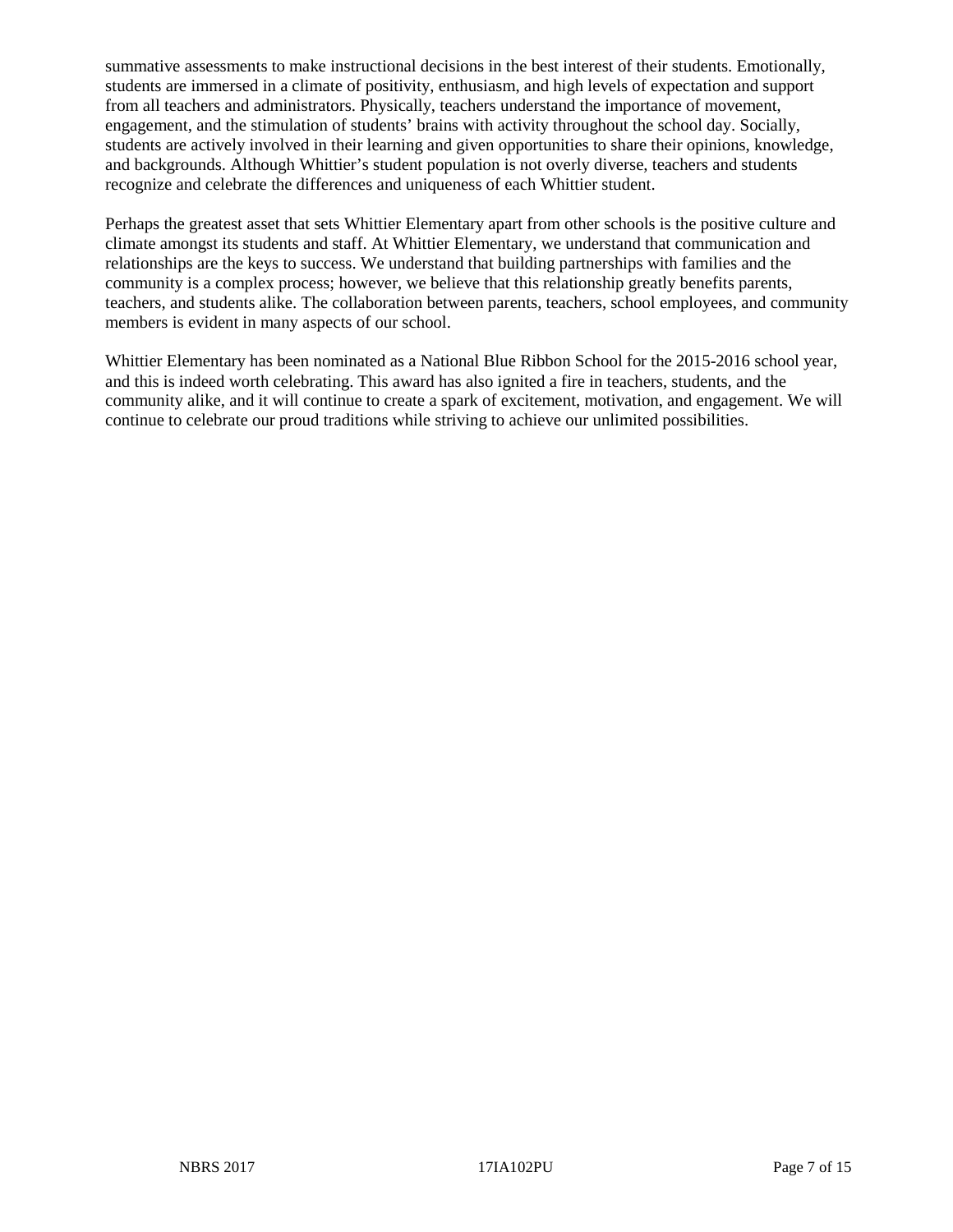summative assessments to make instructional decisions in the best interest of their students. Emotionally, students are immersed in a climate of positivity, enthusiasm, and high levels of expectation and support from all teachers and administrators. Physically, teachers understand the importance of movement, engagement, and the stimulation of students' brains with activity throughout the school day. Socially, students are actively involved in their learning and given opportunities to share their opinions, knowledge, and backgrounds. Although Whittier's student population is not overly diverse, teachers and students recognize and celebrate the differences and uniqueness of each Whittier student.

Perhaps the greatest asset that sets Whittier Elementary apart from other schools is the positive culture and climate amongst its students and staff. At Whittier Elementary, we understand that communication and relationships are the keys to success. We understand that building partnerships with families and the community is a complex process; however, we believe that this relationship greatly benefits parents, teachers, and students alike. The collaboration between parents, teachers, school employees, and community members is evident in many aspects of our school.

Whittier Elementary has been nominated as a National Blue Ribbon School for the 2015-2016 school year, and this is indeed worth celebrating. This award has also ignited a fire in teachers, students, and the community alike, and it will continue to create a spark of excitement, motivation, and engagement. We will continue to celebrate our proud traditions while striving to achieve our unlimited possibilities.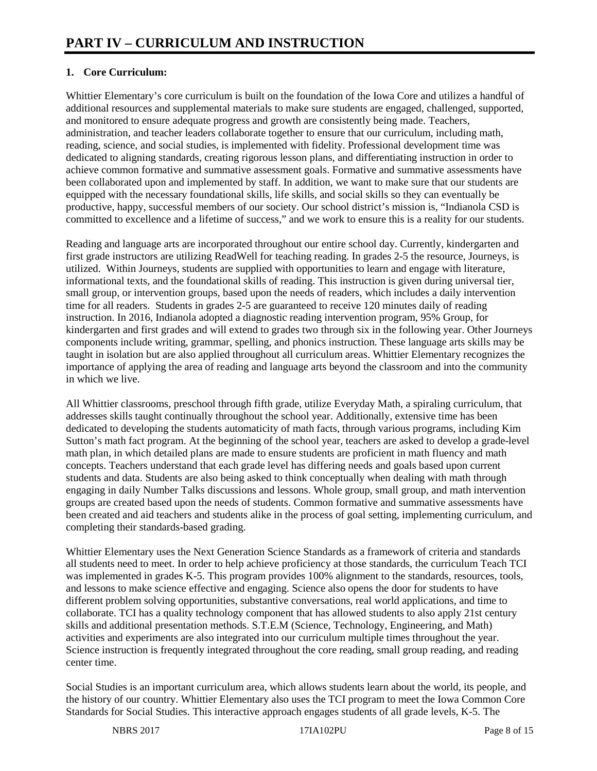# PART IV – CURRICULUM AND INSTRUCTION

**1. Core Curriculum:**

Whittier Elementary's core curriculum is built on the foundation of the Iowa Core and utilizes a handful of additional resources and supplemental materials to make sure students are engaged, challenged, supported, and monitored to ensure adequate progress and growth are consistently being made. Teachers, administration, and teacher leaders collaborate together to ensure that our curriculum, including math, reading, science, and social studies, is implemented with fidelity. Professional development time was dedicated to aligning standards, creating rigorous lesson plans, and differentiating instruction in order to achieve common formative and summative assessment goals. Formative and summative assessments have been collaborated upon and implemented by staff. In addition, we want to make sure that our students are equipped with the necessary foundational skills, life skills, and social skills so they can eventually be productive, happy, successful members of our society. Our school district's mission is, "Indianola CSD is committed to excellence and a lifetime of success," and we work to ensure this is a reality for our students.

Reading and language arts are incorporated throughout our entire school day. Currently, kindergarten and first grade instructors are utilizing ReadWell for teaching reading. In grades 2-5 the resource, Journeys, is utilized. Within Journeys, students are supplied with opportunities to learn and engage with literature, informational texts, and the foundational skills of reading. This instruction is given during universal tier, small group, or intervention groups, based upon the needs of readers, which includes a daily intervention time for all readers. Students in grades 2-5 are guaranteed to receive 120 minutes daily of reading instruction. In 2016, Indianola adopted a diagnostic reading intervention program, 95% Group, for kindergarten and first grades and will extend to grades two through six in the following year. Other Journeys components include writing, grammar, spelling, and phonics instruction. These language arts skills may be taught in isolation but are also applied throughout all curriculum areas. Whittier Elementary recognizes the importance of applying the area of reading and language arts beyond the classroom and into the community in which we live.

All Whittier classrooms, preschool through fifth grade, utilize Everyday Math, a spiraling curriculum, that addresses skills taught continually throughout the school year. Additionally, extensive time has been dedicated to developing the students automaticity of math facts, through various programs, including Kim Sutton's math fact program. At the beginning of the school year, teachers are asked to develop a grade-level math plan, in which detailed plans are made to ensure students are proficient in math fluency and math concepts. Teachers understand that each grade level has differing needs and goals based upon current students and data. Students are also being asked to think conceptually when dealing with math through engaging in daily Number Talks discussions and lessons. Whole group, small group, and math intervention groups are created based upon the needs of students. Common formative and summative assessments have been created and aid teachers and students alike in the process of goal setting, implementing curriculum, and completing their standards-based grading.

Whittier Elementary uses the Next Generation Science Standards as a framework of criteria and standards all students need to meet. In order to help achieve proficiency at those standards, the curriculum Teach TCI was implemented in grades K-5. This program provides 100% alignment to the standards, resources, tools, and lessons to make science effective and engaging. Science also opens the door for students to have different problem solving opportunities, substantive conversations, real world applications, and time to collaborate. TCI has a quality technology component that has allowed students to also apply 21st century skills and additional presentation methods. S.T.E.M (Science, Technology, Engineering, and Math) activities and experiments are also integrated into our curriculum multiple times throughout the year. Science instruction is frequently integrated throughout the core reading, small group reading, and reading center time.

Social Studies is an important curriculum area, which allows students learn about the world, its people, and the history of our country. Whittier Elementary also uses the TCI program to meet the Iowa Common Core Standards for Social Studies. This interactive approach engages students of all grade levels, K-5. The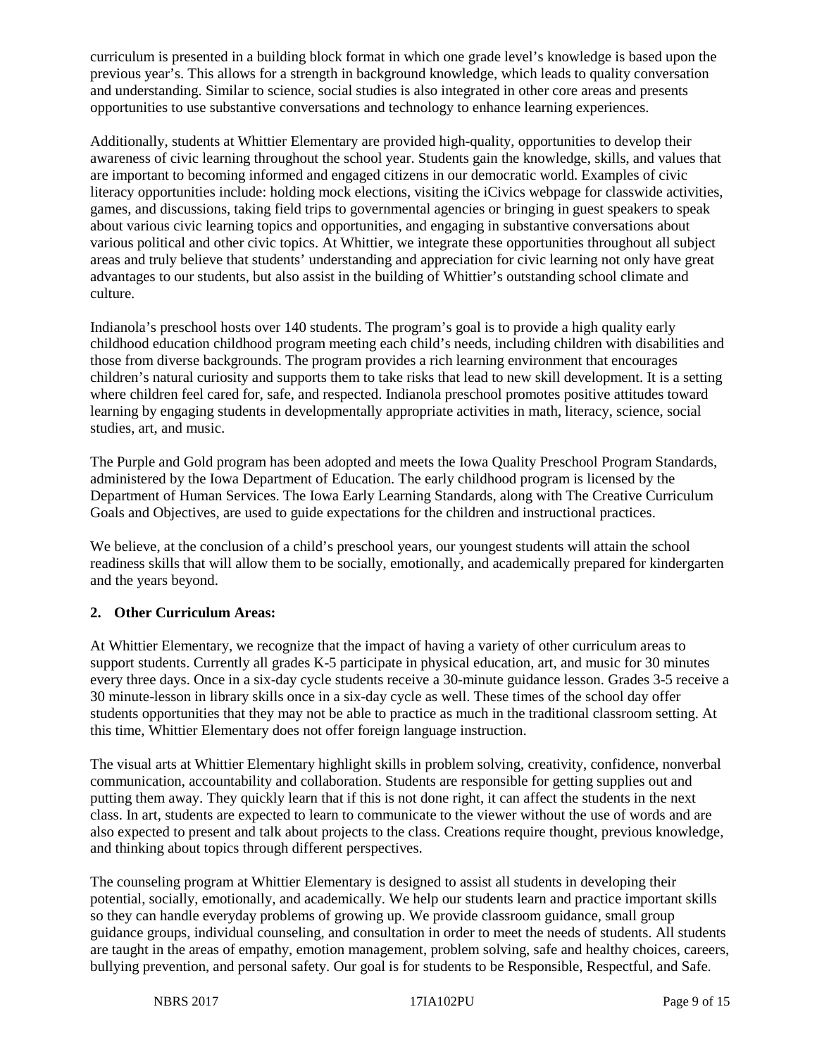curriculum is presented in a building block format in which one grade level's knowledge is based upon the previous year's. This allows for a strength in background knowledge, which leads to quality conversation and understanding. Similar to science, social studies is also integrated in other core areas and presents opportunities to use substantive conversations and technology to enhance learning experiences.

Additionally, students at Whittier Elementary are provided high-quality, opportunities to develop their awareness of civic learning throughout the school year. Students gain the knowledge, skills, and values that are important to becoming informed and engaged citizens in our democratic world. Examples of civic literacy opportunities include: holding mock elections, visiting the iCivics webpage for classwide activities, games, and discussions, taking field trips to governmental agencies or bringing in guest speakers to speak about various civic learning topics and opportunities, and engaging in substantive conversations about various political and other civic topics. At Whittier, we integrate these opportunities throughout all subject areas and truly believe that students' understanding and appreciation for civic learning not only have great advantages to our students, but also assist in the building of Whittier's outstanding school climate and culture.

Indianola's preschool hosts over 140 students. The program's goal is to provide a high quality early childhood education childhood program meeting each child's needs, including children with disabilities and those from diverse backgrounds. The program provides a rich learning environment that encourages children's natural curiosity and supports them to take risks that lead to new skill development. It is a setting where children feel cared for, safe, and respected. Indianola preschool promotes positive attitudes toward learning by engaging students in developmentally appropriate activities in math, literacy, science, social studies, art, and music.

The Purple and Gold program has been adopted and meets the Iowa Quality Preschool Program Standards, administered by the Iowa Department of Education. The early childhood program is licensed by the Department of Human Services. The Iowa Early Learning Standards, along with The Creative Curriculum Goals and Objectives, are used to guide expectations for the children and instructional practices.

We believe, at the conclusion of a child's preschool years, our youngest students will attain the school readiness skills that will allow them to be socially, emotionally, and academically prepared for kindergarten and the years beyond.

**2. Other Curriculum Areas:**

At Whittier Elementary, we recognize that the impact of having a variety of other curriculum areas to support students. Currently all grades K-5 participate in physical education, art, and music for 30 minutes every three days. Once in a six-day cycle students receive a 30-minute guidance lesson. Grades 3-5 receive a 30 minute-lesson in library skills once in a six-day cycle as well. These times of the school day offer students opportunities that they may not be able to practice as much in the traditional classroom setting. At this time, Whittier Elementary does not offer foreign language instruction.

The visual arts at Whittier Elementary highlight skills in problem solving, creativity, confidence, nonverbal communication, accountability and collaboration. Students are responsible for getting supplies out and putting them away. They quickly learn that if this is not done right, it can affect the students in the next class. In art, students are expected to learn to communicate to the viewer without the use of words and are also expected to present and talk about projects to the class. Creations require thought, previous knowledge, and thinking about topics through different perspectives.

The counseling program at Whittier Elementary is designed to assist all students in developing their potential, socially, emotionally, and academically. We help our students learn and practice important skills so they can handle everyday problems of growing up. We provide classroom guidance, small group guidance groups, individual counseling, and consultation in order to meet the needs of students. All students are taught in the areas of empathy, emotion management, problem solving, safe and healthy choices, careers, bullying prevention, and personal safety. Our goal is for students to be Responsible, Respectful, and Safe.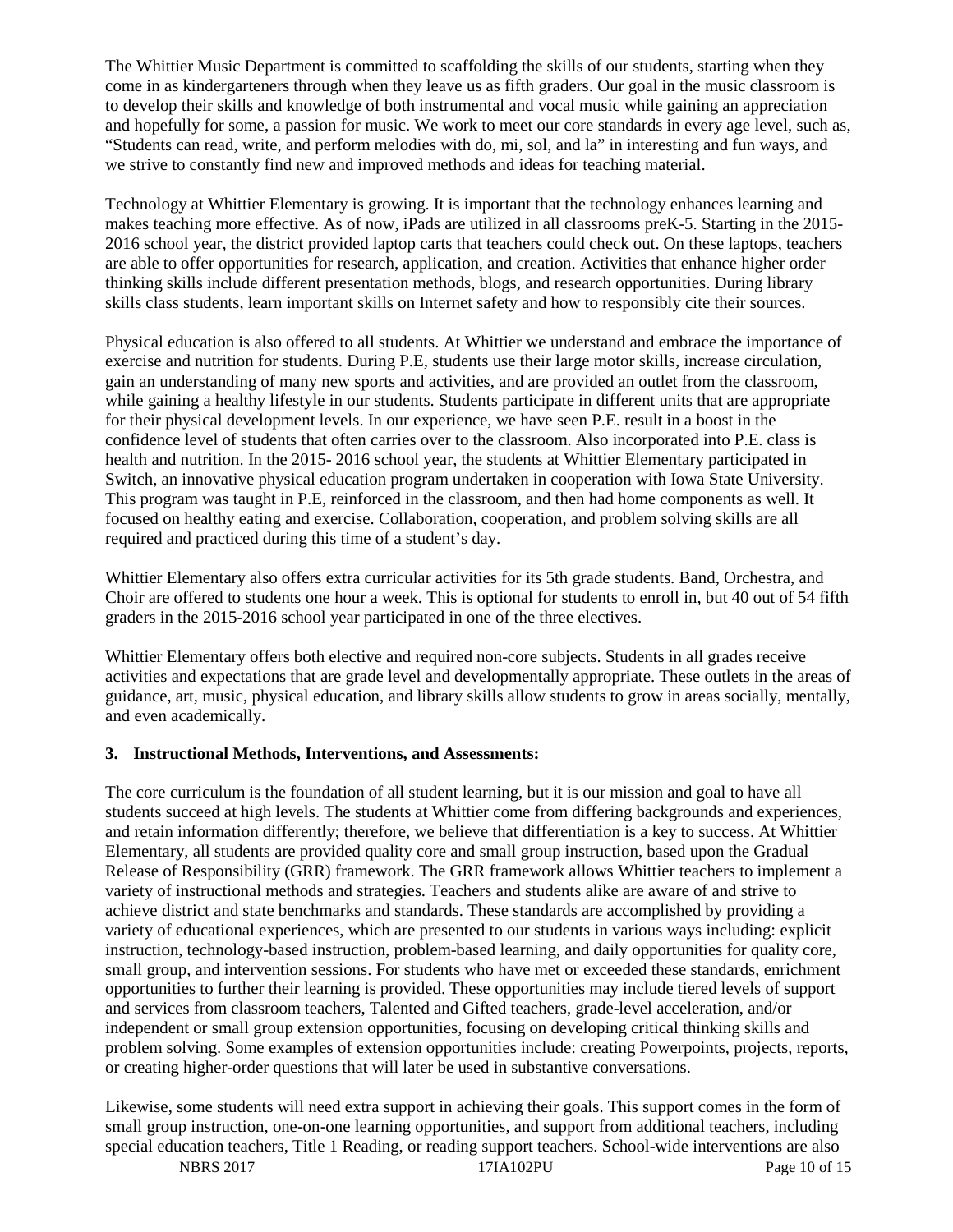The Whittier Music Department is committed to scaffolding the skills of our students, starting when they come in as kindergarteners through when they leave us as fifth graders. Our goal in the music classroom is to develop their skills and knowledge of both instrumental and vocal music while gaining an appreciation and hopefully for some, a passion for music. We work to meet our core standards in every age level, such as, "Students can read, write, and perform melodies with do, mi, sol, and la" in interesting and fun ways, and we strive to constantly find new and improved methods and ideas for teaching material.

Technology at Whittier Elementary is growing. It is important that the technology enhances learning and makes teaching more effective. As of now, iPads are utilized in all classrooms preK-5. Starting in the 2015-2016 school year, the district provided laptop carts that teachers could check out. On these laptops, teachers are able to offer opportunities for research, application, and creation. Activities that enhance higher order thinking skills include different presentation methods, blogs, and research opportunities. During library skills class students, learn important skills on Internet safety and how to responsibly cite their sources.

Physical education is also offered to all students. At Whittier we understand and embrace the importance of exercise and nutrition for students. During P.E, students use their large motor skills, increase circulation, gain an understanding of many new sports and activities, and are provided an outlet from the classroom, while gaining a healthy lifestyle in our students. Students participate in different units that are appropriate for their physical development levels. In our experience, we have seen P.E. result in a boost in the confidence level of students that often carries over to the classroom. Also incorporated into P.E. class is health and nutrition. In the 2015- 2016 school year, the students at Whittier Elementary participated in Switch, an innovative physical education program undertaken in cooperation with Iowa State University. This program was taught in P.E, reinforced in the classroom, and then had home components as well. It focused on healthy eating and exercise. Collaboration, cooperation, and problem solving skills are all required and practiced during this time of a student's day.

Whittier Elementary also offers extra curricular activities for its 5th grade students. Band, Orchestra, and Choir are offered to students one hour a week. This is optional for students to enroll in, but 40 out of 54 fifth graders in the 2015-2016 school year participated in one of the three electives.

Whittier Elementary offers both elective and required non-core subjects. Students in all grades receive activities and expectations that are grade level and developmentally appropriate. These outlets in the areas of guidance, art, music, physical education, and library skills allow students to grow in areas socially, mentally, and even academically.

**3. Instructional Methods, Interventions, and Assessments:**

The core curriculum is the foundation of all student learning, but it is our mission and goal to have all students succeed at high levels. The students at Whittier come from differing backgrounds and experiences, and retain information differently; therefore, we believe that differentiation is a key to success. At Whittier Elementary, all students are provided quality core and small group instruction, based upon the Gradual Release of Responsibility (GRR) framework. The GRR framework allows Whittier teachers to implement a variety of instructional methods and strategies. Teachers and students alike are aware of and strive to achieve district and state benchmarks and standards. These standards are accomplished by providing a variety of educational experiences, which are presented to our students in various ways including: explicit instruction, technology-based instruction, problem-based learning, and daily opportunities for quality core, small group, and intervention sessions. For students who have met or exceeded these standards, enrichment opportunities to further their learning is provided. These opportunities may include tiered levels of support and services from classroom teachers, Talented and Gifted teachers, grade-level acceleration, and/or independent or small group extension opportunities, focusing on developing critical thinking skills and problem solving. Some examples of extension opportunities include: creating Powerpoints, projects, reports, or creating higher-order questions that will later be used in substantive conversations.

Likewise, some students will need extra support in achieving their goals. This support comes in the form of small group instruction, one-on-one learning opportunities, and support from additional teachers, including special education teachers, Title 1 Reading, or reading support teachers. School-wide interventions are also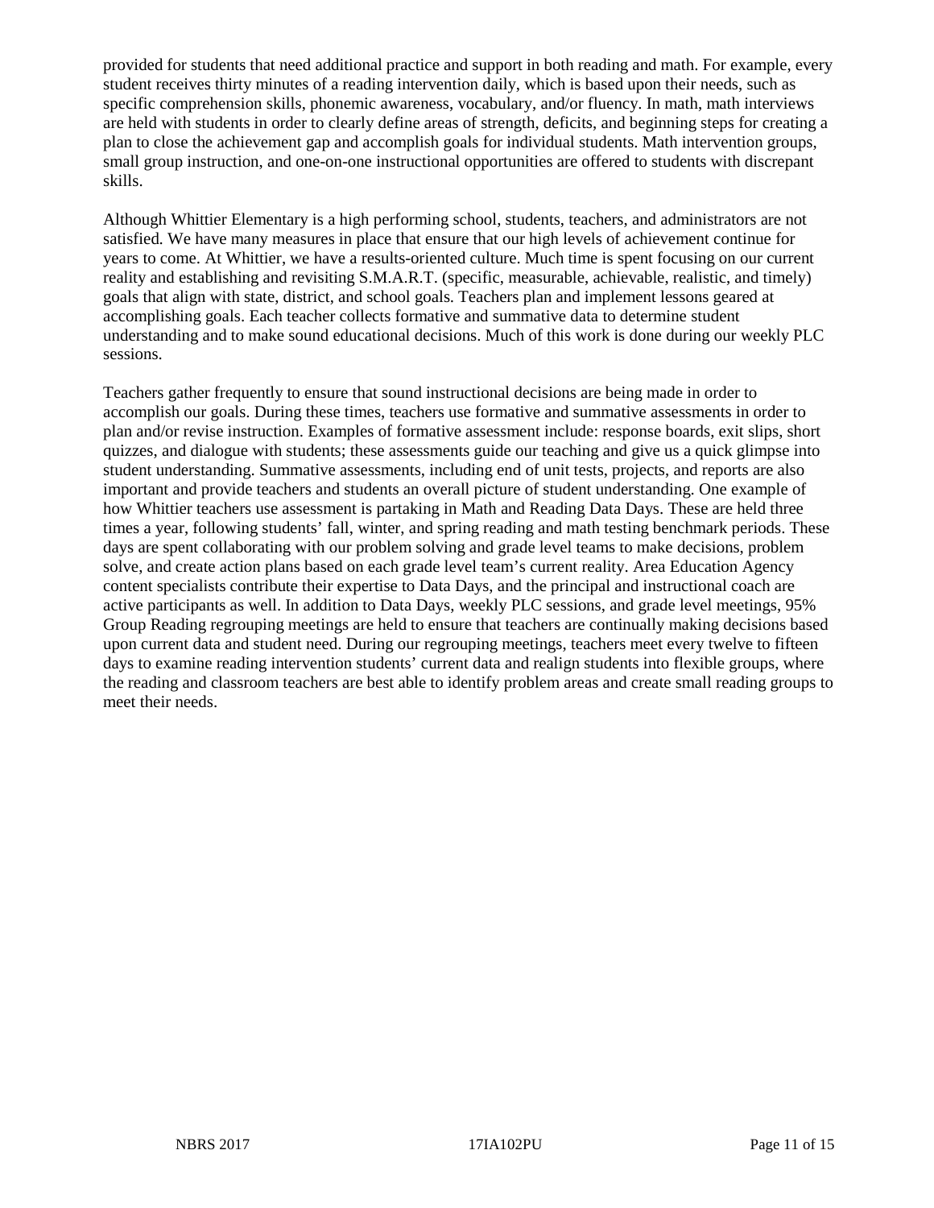provided for students that need additional practice and support in both reading and math. For example, every student receives thirty minutes of a reading intervention daily, which is based upon their needs, such as specific comprehension skills, phonemic awareness, vocabulary, and/or fluency. In math, math interviews are held with students in order to clearly define areas of strength, deficits, and beginning steps for creating a plan to close the achievement gap and accomplish goals for individual students. Math intervention groups, small group instruction, and one-on-one instructional opportunities are offered to students with discrepant skills.

Although Whittier Elementary is a high performing school, students, teachers, and administrators are not satisfied. We have many measures in place that ensure that our high levels of achievement continue for years to come. At Whittier, we have a results-oriented culture. Much time is spent focusing on our current reality and establishing and revisiting S.M.A.R.T. (specific, measurable, achievable, realistic, and timely) goals that align with state, district, and school goals. Teachers plan and implement lessons geared at accomplishing goals. Each teacher collects formative and summative data to determine student understanding and to make sound educational decisions. Much of this work is done during our weekly PLC sessions.

Teachers gather frequently to ensure that sound instructional decisions are being made in order to accomplish our goals. During these times, teachers use formative and summative assessments in order to plan and/or revise instruction. Examples of formative assessment include: response boards, exit slips, short quizzes, and dialogue with students; these assessments guide our teaching and give us a quick glimpse into student understanding. Summative assessments, including end of unit tests, projects, and reports are also important and provide teachers and students an overall picture of student understanding. One example of how Whittier teachers use assessment is partaking in Math and Reading Data Days. These are held three times a year, following students' fall, winter, and spring reading and math testing benchmark periods. These days are spent collaborating with our problem solving and grade level teams to make decisions, problem solve, and create action plans based on each grade level team's current reality. Area Education Agency content specialists contribute their expertise to Data Days, and the principal and instructional coach are active participants as well. In addition to Data Days, weekly PLC sessions, and grade level meetings, 95% Group Reading regrouping meetings are held to ensure that teachers are continually making decisions based upon current data and student need. During our regrouping meetings, teachers meet every twelve to fifteen days to examine reading intervention students' current data and realign students into flexible groups, where the reading and classroom teachers are best able to identify problem areas and create small reading groups to meet their needs.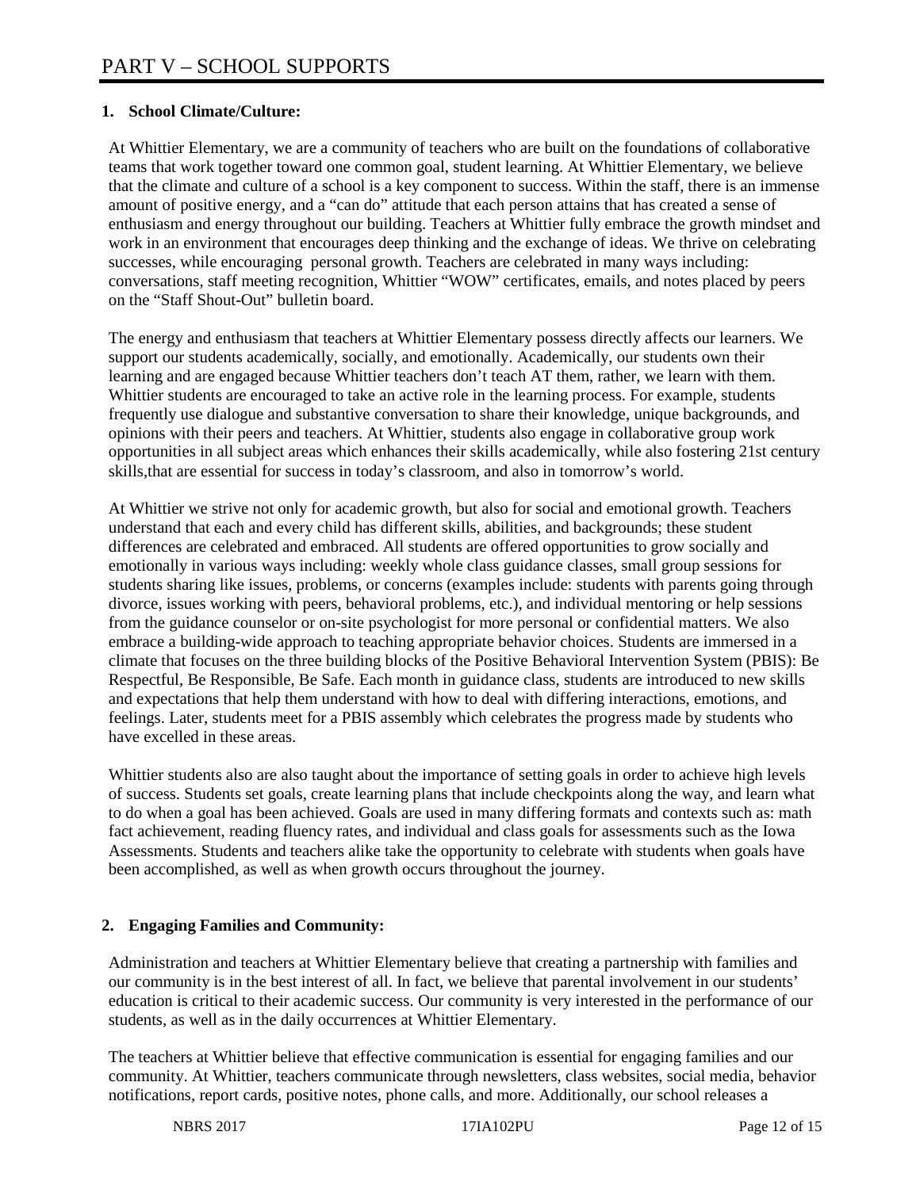# PART V – SCHOOL SUPPORTS

**1. School Climate/Culture:**

At Whittier Elementary, we are a community of teachers who are built on the foundations of collaborative teams that work together toward one common goal, student learning. At Whittier Elementary, we believe that the climate and culture of a school is a key component to success. Within the staff, there is an immense amount of positive energy, and a "can do" attitude that each person attains that has created a sense of enthusiasm and energy throughout our building. Teachers at Whittier fully embrace the growth mindset and work in an environment that encourages deep thinking and the exchange of ideas. We thrive on celebrating successes, while encouraging personal growth. Teachers are celebrated in many ways including: conversations, staff meeting recognition, Whittier "WOW" certificates, emails, and notes placed by peers on the "Staff Shout-Out" bulletin board.

The energy and enthusiasm that teachers at Whittier Elementary possess directly affects our learners. We support our students academically, socially, and emotionally. Academically, our students own their learning and are engaged because Whittier teachers don't teach AT them, rather, we learn with them. Whittier students are encouraged to take an active role in the learning process. For example, students frequently use dialogue and substantive conversation to share their knowledge, unique backgrounds, and opinions with their peers and teachers. At Whittier, students also engage in collaborative group work opportunities in all subject areas which enhances their skills academically, while also fostering 21st century skills,that are essential for success in today's classroom, and also in tomorrow's world.

At Whittier we strive not only for academic growth, but also for social and emotional growth. Teachers understand that each and every child has different skills, abilities, and backgrounds; these student differences are celebrated and embraced. All students are offered opportunities to grow socially and emotionally in various ways including: weekly whole class guidance classes, small group sessions for students sharing like issues, problems, or concerns (examples include: students with parents going through divorce, issues working with peers, behavioral problems, etc.), and individual mentoring or help sessions from the guidance counselor or on-site psychologist for more personal or confidential matters. We also embrace a building-wide approach to teaching appropriate behavior choices. Students are immersed in a climate that focuses on the three building blocks of the Positive Behavioral Intervention System (PBIS): Be Respectful, Be Responsible, Be Safe. Each month in guidance class, students are introduced to new skills and expectations that help them understand with how to deal with differing interactions, emotions, and feelings. Later, students meet for a PBIS assembly which celebrates the progress made by students who have excelled in these areas.

Whittier students also are also taught about the importance of setting goals in order to achieve high levels of success. Students set goals, create learning plans that include checkpoints along the way, and learn what to do when a goal has been achieved. Goals are used in many differing formats and contexts such as: math fact achievement, reading fluency rates, and individual and class goals for assessments such as the Iowa Assessments. Students and teachers alike take the opportunity to celebrate with students when goals have been accomplished, as well as when growth occurs throughout the journey.

**2. Engaging Families and Community:**

Administration and teachers at Whittier Elementary believe that creating a partnership with families and our community is in the best interest of all. In fact, we believe that parental involvement in our students' education is critical to their academic success. Our community is very interested in the performance of our students, as well as in the daily occurrences at Whittier Elementary.

The teachers at Whittier believe that effective communication is essential for engaging families and our community. At Whittier, teachers communicate through newsletters, class websites, social media, behavior notifications, report cards, positive notes, phone calls, and more. Additionally, our school releases a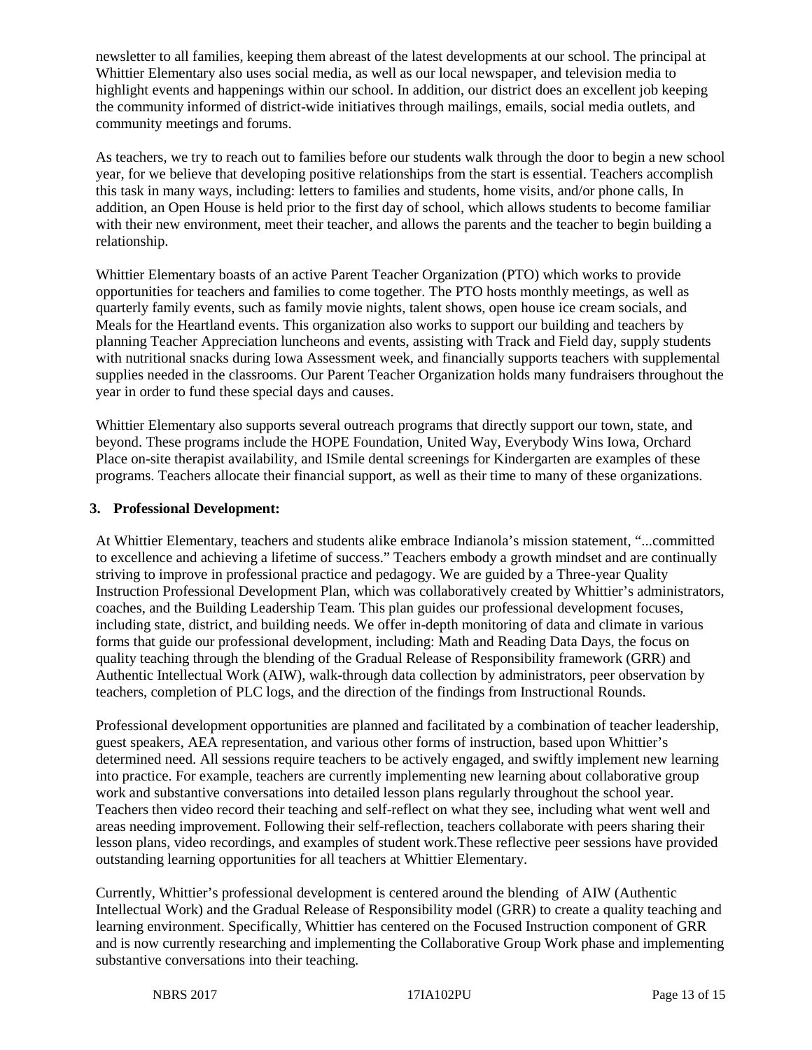newsletter to all families, keeping them abreast of the latest developments at our school. The principal at Whittier Elementary also uses social media, as well as our local newspaper, and television media to highlight events and happenings within our school. In addition, our district does an excellent job keeping the community informed of district-wide initiatives through mailings, emails, social media outlets, and community meetings and forums.

As teachers, we try to reach out to families before our students walk through the door to begin a new school year, for we believe that developing positive relationships from the start is essential. Teachers accomplish this task in many ways, including: letters to families and students, home visits, and/or phone calls, In addition, an Open House is held prior to the first day of school, which allows students to become familiar with their new environment, meet their teacher, and allows the parents and the teacher to begin building a relationship.

Whittier Elementary boasts of an active Parent Teacher Organization (PTO) which works to provide opportunities for teachers and families to come together. The PTO hosts monthly meetings, as well as quarterly family events, such as family movie nights, talent shows, open house ice cream socials, and Meals for the Heartland events. This organization also works to support our building and teachers by planning Teacher Appreciation luncheons and events, assisting with Track and Field day, supply students with nutritional snacks during Iowa Assessment week, and financially supports teachers with supplemental supplies needed in the classrooms. Our Parent Teacher Organization holds many fundraisers throughout the year in order to fund these special days and causes.

Whittier Elementary also supports several outreach programs that directly support our town, state, and beyond. These programs include the HOPE Foundation, United Way, Everybody Wins Iowa, Orchard Place on-site therapist availability, and ISmile dental screenings for Kindergarten are examples of these programs. Teachers allocate their financial support, as well as their time to many of these organizations.

**3. Professional Development:**

At Whittier Elementary, teachers and students alike embrace Indianola's mission statement, "...committed to excellence and achieving a lifetime of success." Teachers embody a growth mindset and are continually striving to improve in professional practice and pedagogy. We are guided by a Three-year Quality Instruction Professional Development Plan, which was collaboratively created by Whittier's administrators, coaches, and the Building Leadership Team. This plan guides our professional development focuses, including state, district, and building needs. We offer in-depth monitoring of data and climate in various forms that guide our professional development, including: Math and Reading Data Days, the focus on quality teaching through the blending of the Gradual Release of Responsibility framework (GRR) and Authentic Intellectual Work (AIW), walk-through data collection by administrators, peer observation by teachers, completion of PLC logs, and the direction of the findings from Instructional Rounds.

Professional development opportunities are planned and facilitated by a combination of teacher leadership, guest speakers, AEA representation, and various other forms of instruction, based upon Whittier's determined need. All sessions require teachers to be actively engaged, and swiftly implement new learning into practice. For example, teachers are currently implementing new learning about collaborative group work and substantive conversations into detailed lesson plans regularly throughout the school year. Teachers then video record their teaching and self-reflect on what they see, including what went well and areas needing improvement. Following their self-reflection, teachers collaborate with peers sharing their lesson plans, video recordings, and examples of student work.These reflective peer sessions have provided outstanding learning opportunities for all teachers at Whittier Elementary.

Currently, Whittier's professional development is centered around the blending of AIW (Authentic Intellectual Work) and the Gradual Release of Responsibility model (GRR) to create a quality teaching and learning environment. Specifically, Whittier has centered on the Focused Instruction component of GRR and is now currently researching and implementing the Collaborative Group Work phase and implementing substantive conversations into their teaching.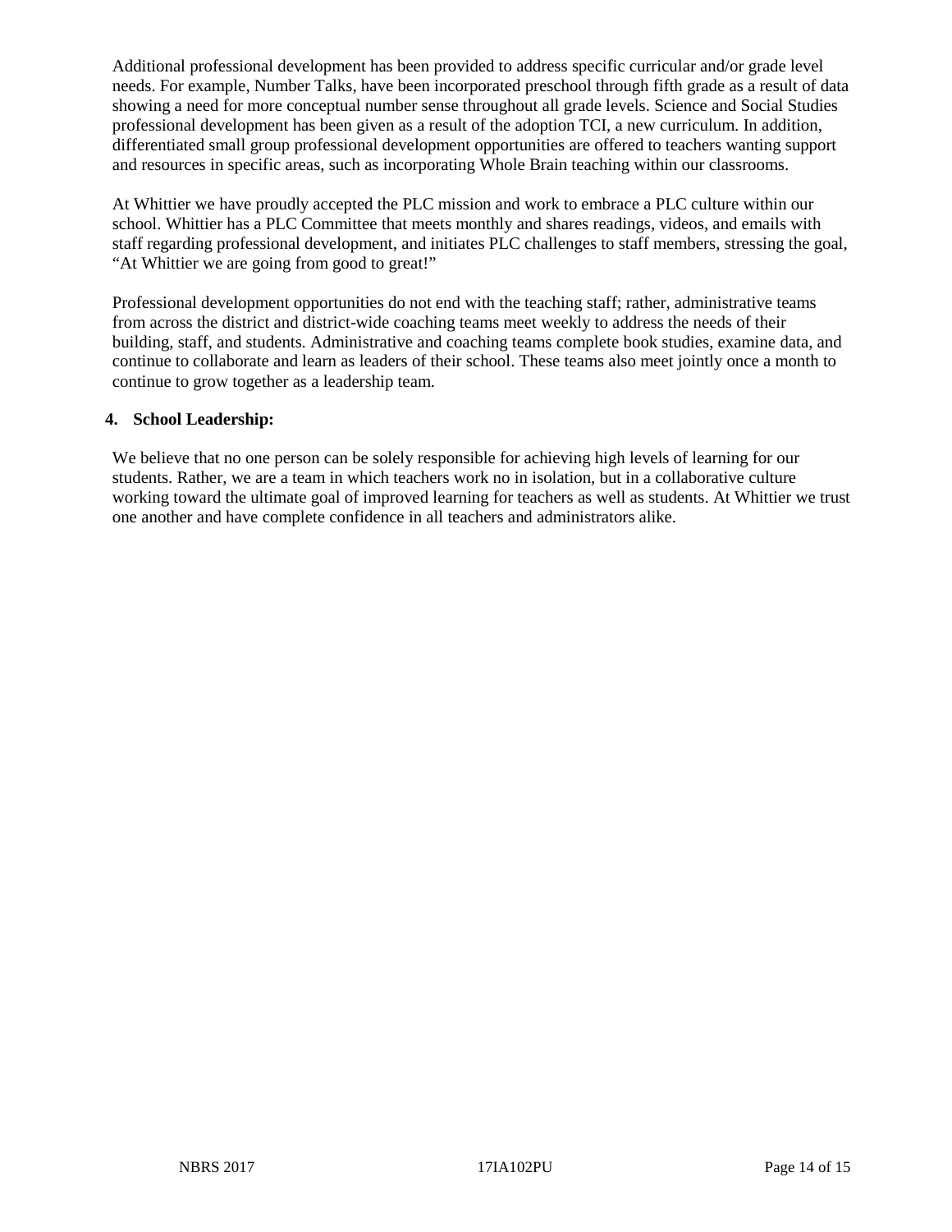Additional professional development has been provided to address specific curricular and/or grade level needs. For example, Number Talks, have been incorporated preschool through fifth grade as a result of data showing a need for more conceptual number sense throughout all grade levels. Science and Social Studies professional development has been given as a result of the adoption TCI, a new curriculum. In addition, differentiated small group professional development opportunities are offered to teachers wanting support and resources in specific areas, such as incorporating Whole Brain teaching within our classrooms.

At Whittier we have proudly accepted the PLC mission and work to embrace a PLC culture within our school. Whittier has a PLC Committee that meets monthly and shares readings, videos, and emails with staff regarding professional development, and initiates PLC challenges to staff members, stressing the goal, “At Whittier we are going from good to great!”

Professional development opportunities do not end with the teaching staff; rather, administrative teams from across the district and district-wide coaching teams meet weekly to address the needs of their building, staff, and students. Administrative and coaching teams complete book studies, examine data, and continue to collaborate and learn as leaders of their school. These teams also meet jointly once a month to continue to grow together as a leadership team.

**4. School Leadership:**

We believe that no one person can be solely responsible for achieving high levels of learning for our students. Rather, we are a team in which teachers work no in isolation, but in a collaborative culture working toward the ultimate goal of improved learning for teachers as well as students. At Whittier we trust one another and have complete confidence in all teachers and administrators alike.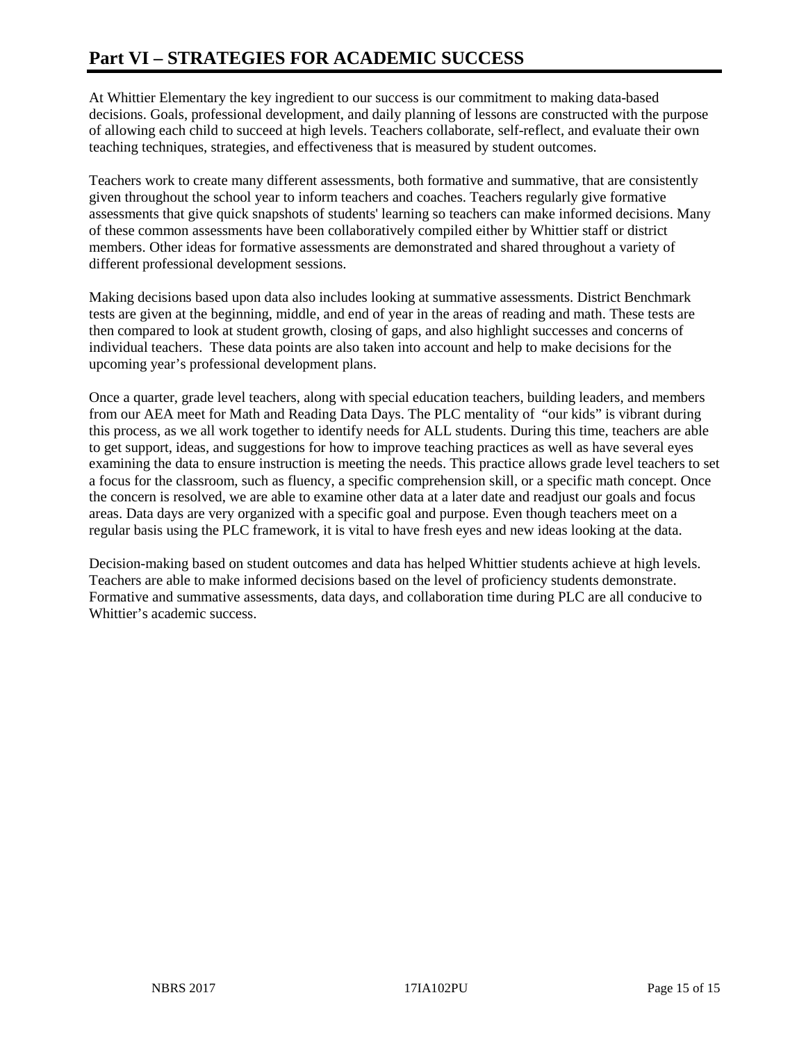# Part VI – STRATEGIES FOR ACADEMIC SUCCESS

At Whittier Elementary the key ingredient to our success is our commitment to making data-based decisions. Goals, professional development, and daily planning of lessons are constructed with the purpose of allowing each child to succeed at high levels. Teachers collaborate, self-reflect, and evaluate their own teaching techniques, strategies, and effectiveness that is measured by student outcomes.

Teachers work to create many different assessments, both formative and summative, that are consistently given throughout the school year to inform teachers and coaches. Teachers regularly give formative assessments that give quick snapshots of students' learning so teachers can make informed decisions. Many of these common assessments have been collaboratively compiled either by Whittier staff or district members. Other ideas for formative assessments are demonstrated and shared throughout a variety of different professional development sessions.

Making decisions based upon data also includes looking at summative assessments. District Benchmark tests are given at the beginning, middle, and end of year in the areas of reading and math. These tests are then compared to look at student growth, closing of gaps, and also highlight successes and concerns of individual teachers. These data points are also taken into account and help to make decisions for the upcoming year's professional development plans.

Once a quarter, grade level teachers, along with special education teachers, building leaders, and members from our AEA meet for Math and Reading Data Days. The PLC mentality of "our kids" is vibrant during this process, as we all work together to identify needs for ALL students. During this time, teachers are able to get support, ideas, and suggestions for how to improve teaching practices as well as have several eyes examining the data to ensure instruction is meeting the needs. This practice allows grade level teachers to set a focus for the classroom, such as fluency, a specific comprehension skill, or a specific math concept. Once the concern is resolved, we are able to examine other data at a later date and readjust our goals and focus areas. Data days are very organized with a specific goal and purpose. Even though teachers meet on a regular basis using the PLC framework, it is vital to have fresh eyes and new ideas looking at the data.

Decision-making based on student outcomes and data has helped Whittier students achieve at high levels. Teachers are able to make informed decisions based on the level of proficiency students demonstrate. Formative and summative assessments, data days, and collaboration time during PLC are all conducive to Whittier's academic success.